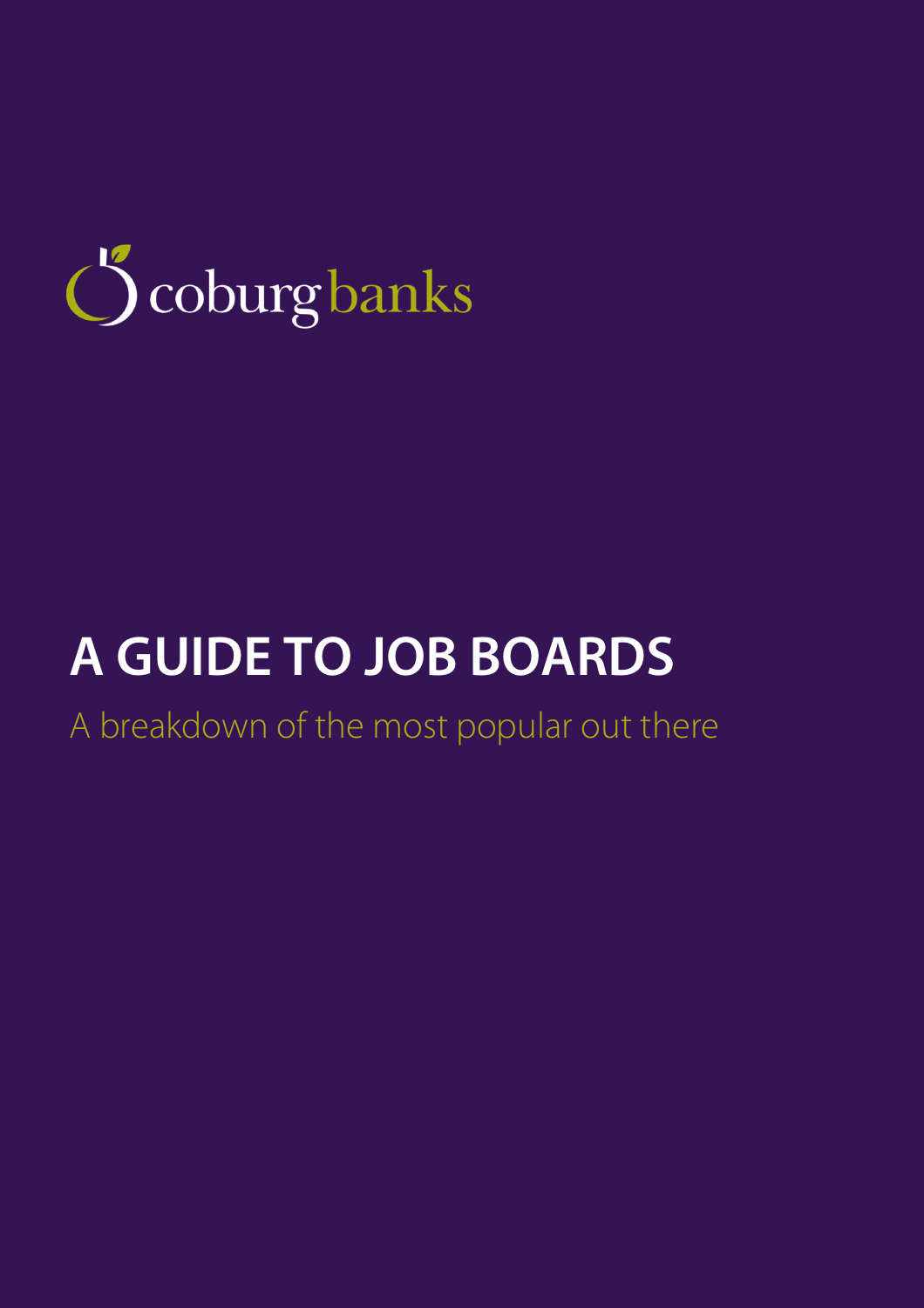coburg banks

# A GUIDE TO JOB BOARDS

A breakdown of the most popular out there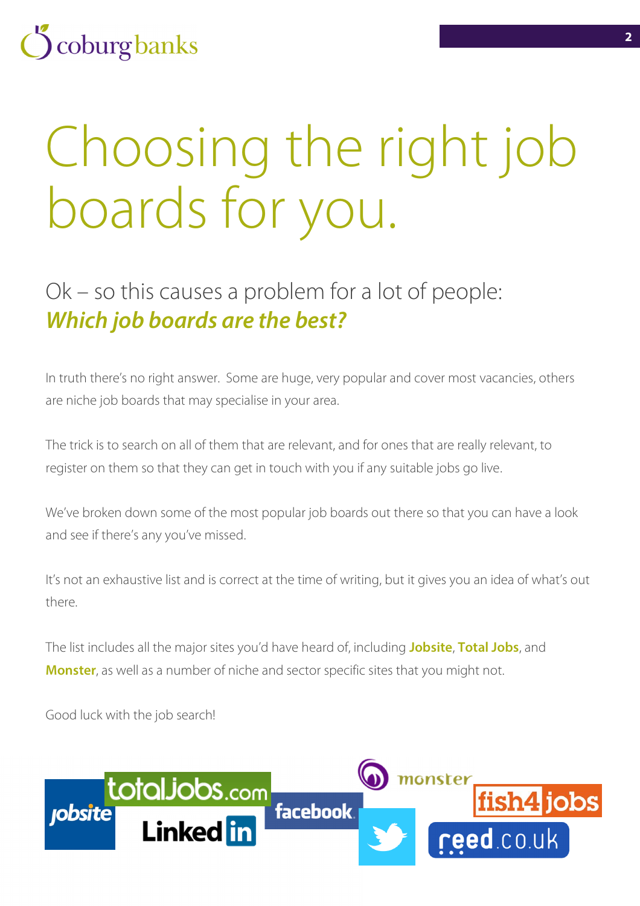# Choosing the right job boards for you.

## Ok – so this causes a problem for a lot of people: ***Which job boards are the best?***

In truth there's no right answer. Some are huge, very popular and cover most vacancies, others are niche job boards that may specialise in your area.

The trick is to search on all of them that are relevant, and for ones that are really relevant, to register on them so that they can get in touch with you if any suitable jobs go live.

We've broken down some of the most popular job boards out there so that you can have a look and see if there's any you've missed.

It's not an exhaustive list and is correct at the time of writing, but it gives you an idea of what's out there.

The list includes all the major sites you'd have heard of, including **Jobsite**, **Total Jobs**, and **Monster**, as well as a number of niche and sector specific sites that you might not.

Good luck with the job search!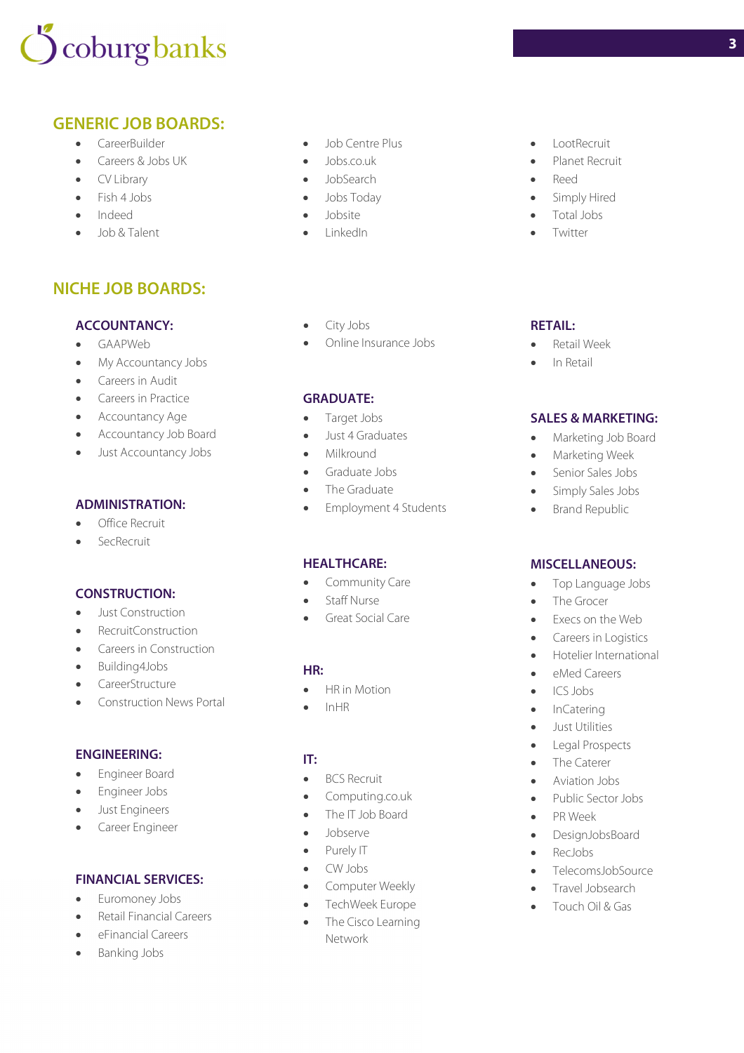## GENERIC JOB BOARDS:

- CareerBuilder
- Careers & Jobs UK
- CV Library
- Fish 4 Jobs
- Indeed
- Job & Talent
- Job Centre Plus
- Jobs.co.uk
- JobSearch
- Jobs Today
- Jobsite
- LinkedIn
- LootRecruit
- Planet Recruit
- Reed
- Simply Hired
- Total Jobs
- Twitter

## NICHE JOB BOARDS:

### ACCOUNTANCY:

- GAAPWeb
- My Accountancy Jobs
- Careers in Audit
- Careers in Practice
- Accountancy Age
- Accountancy Job Board
- Just Accountancy Jobs

### ADMINISTRATION:

- Office Recruit
- SecRecruit

### CONSTRUCTION:

- Just Construction
- RecruitConstruction
- Careers in Construction
- Building4Jobs
- CareerStructure
- Construction News Portal

### ENGINEERING:

- Engineer Board
- Engineer Jobs
- Just Engineers
- Career Engineer

### FINANCIAL SERVICES:

- Euromoney Jobs
- Retail Financial Careers
- eFinancial Careers
- Banking Jobs
- City Jobs
- Online Insurance Jobs

### GRADUATE:

- Target Jobs
- Just 4 Graduates
- Milkround
- Graduate Jobs
- The Graduate
- Employment 4 Students

### HEALTHCARE:

- Community Care
- Staff Nurse
- Great Social Care

### HR:

- HR in Motion
- InHR

### IT:

- BCS Recruit
- Computing.co.uk
- The IT Job Board
- Jobserve
- Purely IT
- CW Jobs
- Computer Weekly
- TechWeek Europe
- The Cisco Learning Network

### RETAIL:

- Retail Week
- In Retail

### SALES & MARKETING:

- Marketing Job Board
- Marketing Week
- Senior Sales Jobs
- Simply Sales Jobs
- Brand Republic

### MISCELLANEOUS:

- Top Language Jobs
- The Grocer
- Execs on the Web
- Careers in Logistics
- Hotelier International
- eMed Careers
- ICS Jobs
- InCatering
- Just Utilities
- Legal Prospects
- The Caterer
- Aviation Jobs
- Public Sector Jobs
- PR Week
- DesignJobsBoard
- RecJobs
- TelecomsJobSource
- Travel Jobsearch
- Touch Oil & Gas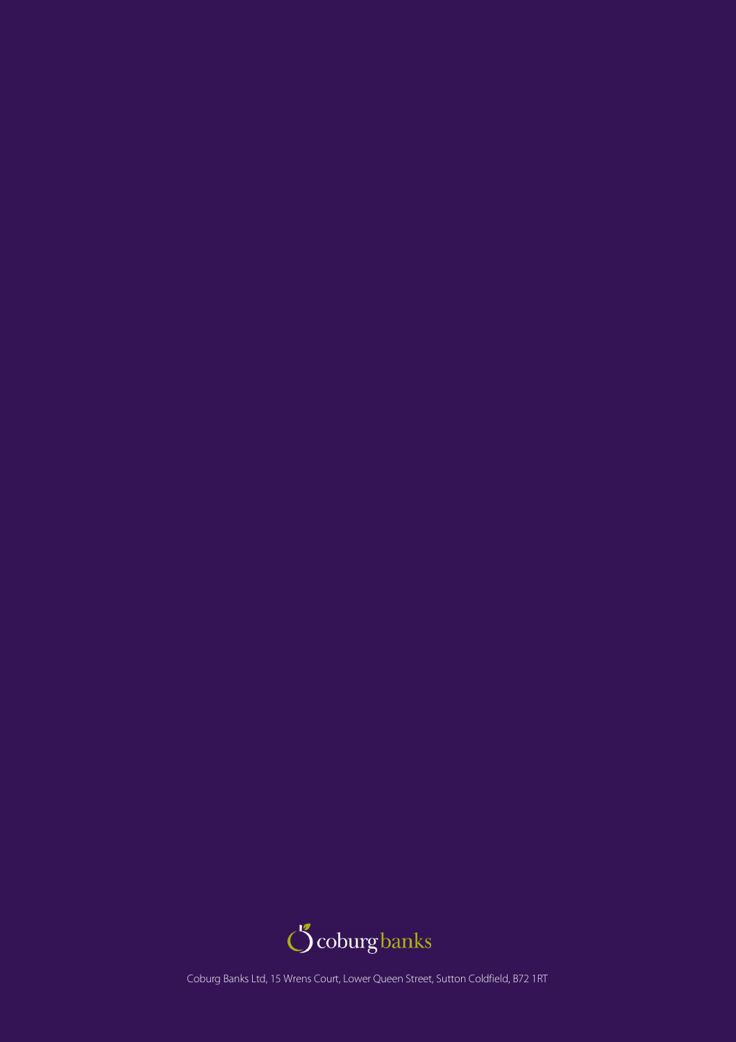coburg banks

Coburg Banks Ltd, 15 Wrens Court, Lower Queen Street, Sutton Coldfield, B72 1RT